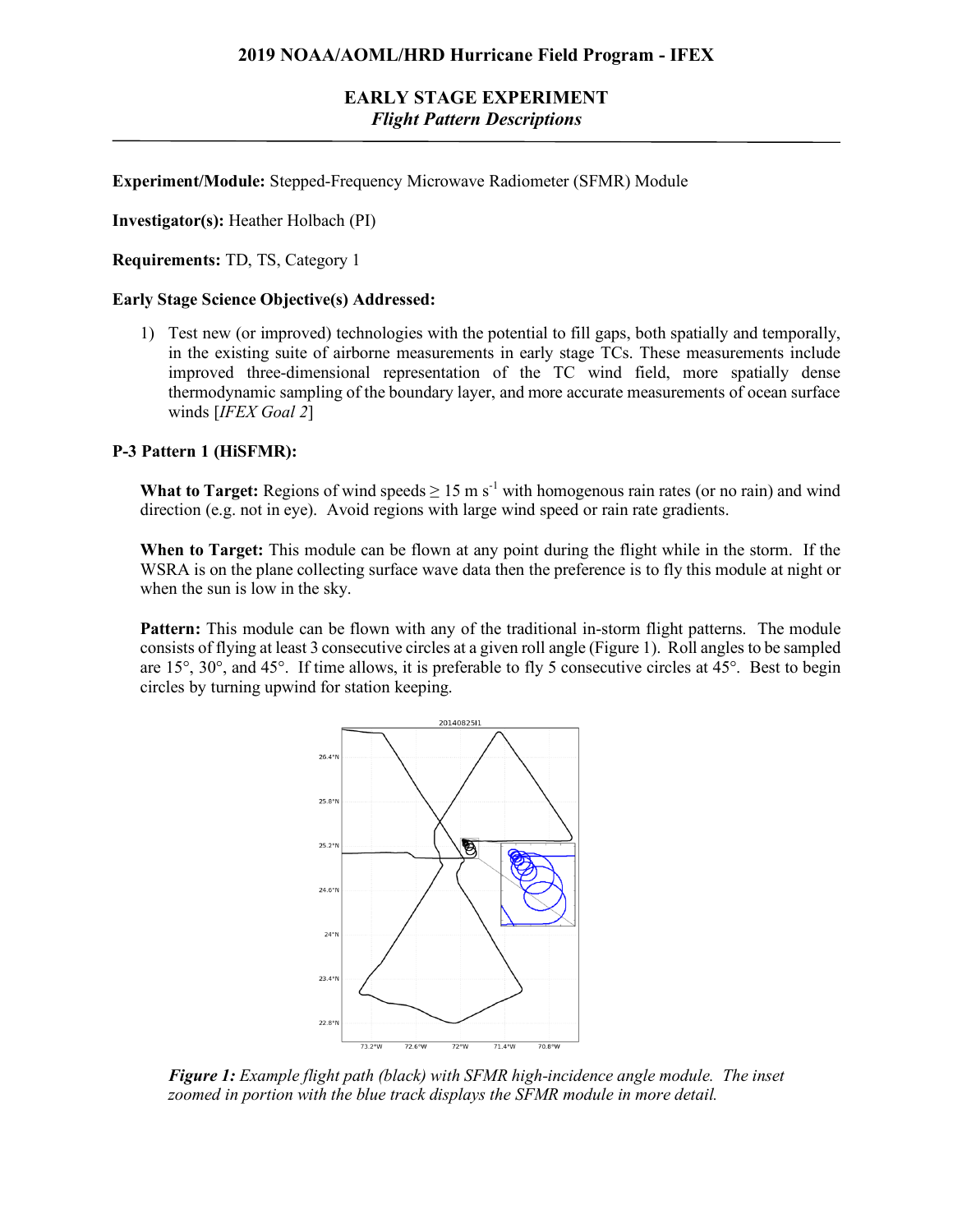# 2019 NOAA/AOML/HRD Hurricane Field Program - IFEX

## EARLY STAGE EXPERIMENT
*Flight Pattern Descriptions*

**Experiment/Module:** Stepped-Frequency Microwave Radiometer (SFMR) Module

**Investigator(s):** Heather Holbach (PI)

**Requirements:** TD, TS, Category 1

**Early Stage Science Objective(s) Addressed:**

1) Test new (or improved) technologies with the potential to fill gaps, both spatially and temporally, in the existing suite of airborne measurements in early stage TCs. These measurements include improved three-dimensional representation of the TC wind field, more spatially dense thermodynamic sampling of the boundary layer, and more accurate measurements of ocean surface winds [*IFEX Goal 2*]

**P-3 Pattern 1 (HiSFMR):**

**What to Target:** Regions of wind speeds ≥ 15 m s$^{-1}$ with homogenous rain rates (or no rain) and wind direction (e.g. not in eye). Avoid regions with large wind speed or rain rate gradients.

**When to Target:** This module can be flown at any point during the flight while in the storm. If the WSRA is on the plane collecting surface wave data then the preference is to fly this module at night or when the sun is low in the sky.

**Pattern:** This module can be flown with any of the traditional in-storm flight patterns. The module consists of flying at least 3 consecutive circles at a given roll angle (Figure 1). Roll angles to be sampled are 15°, 30°, and 45°. If time allows, it is preferable to fly 5 consecutive circles at 45°. Best to begin circles by turning upwind for station keeping.

***Figure 1:*** *Example flight path (black) with SFMR high-incidence angle module. The inset zoomed in portion with the blue track displays the SFMR module in more detail.*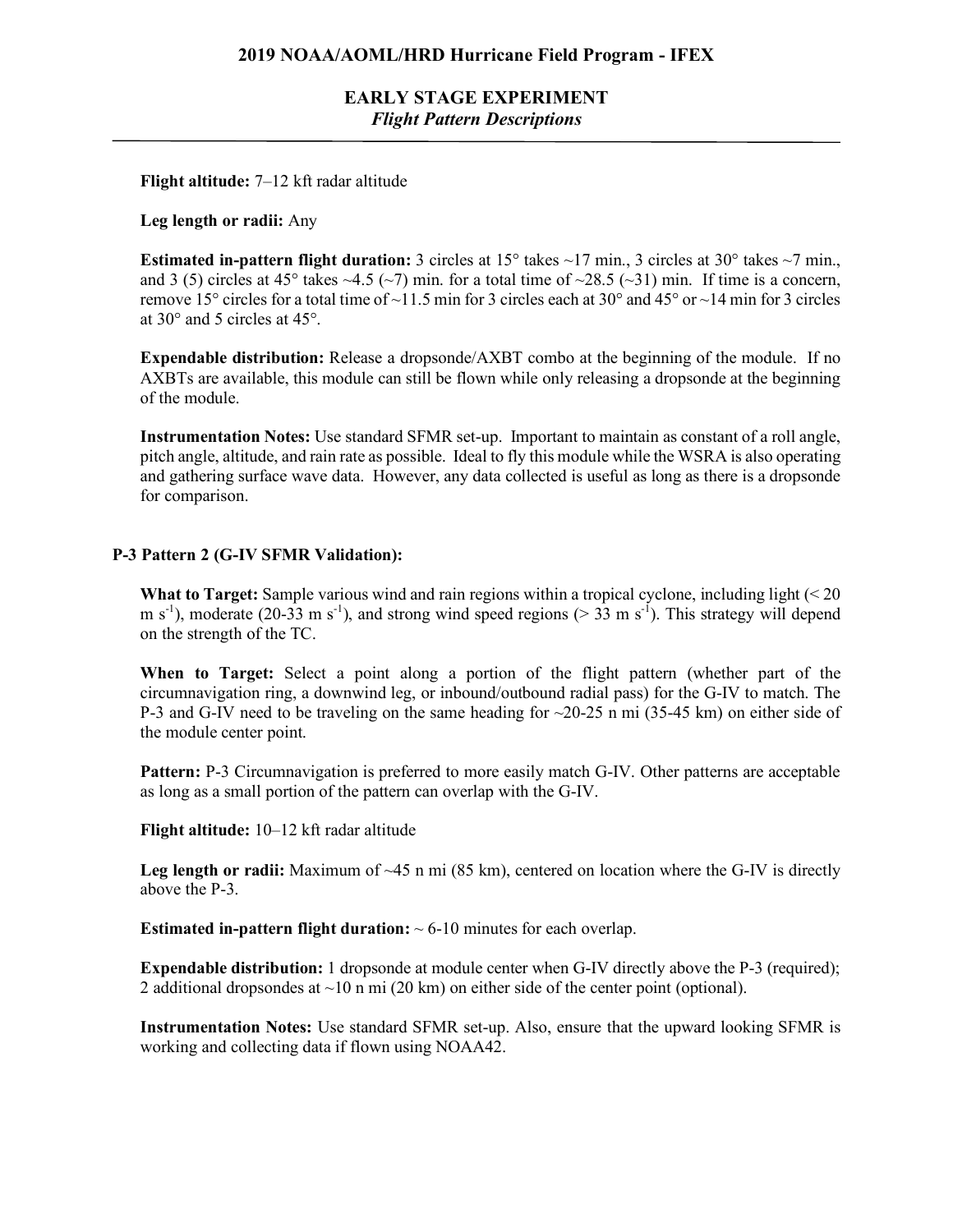**Flight altitude:** 7–12 kft radar altitude

**Leg length or radii:** Any

**Estimated in-pattern flight duration:** 3 circles at 15° takes ~17 min., 3 circles at 30° takes ~7 min., and 3 (5) circles at 45° takes ~4.5 (~7) min. for a total time of ~28.5 (~31) min. If time is a concern, remove 15° circles for a total time of ~11.5 min for 3 circles each at 30° and 45° or ~14 min for 3 circles at 30° and 5 circles at 45°.

**Expendable distribution:** Release a dropsonde/AXBT combo at the beginning of the module. If no AXBTs are available, this module can still be flown while only releasing a dropsonde at the beginning of the module.

**Instrumentation Notes:** Use standard SFMR set-up. Important to maintain as constant of a roll angle, pitch angle, altitude, and rain rate as possible. Ideal to fly this module while the WSRA is also operating and gathering surface wave data. However, any data collected is useful as long as there is a dropsonde for comparison.

### P-3 Pattern 2 (G-IV SFMR Validation):

**What to Target:** Sample various wind and rain regions within a tropical cyclone, including light (< 20 m s$^{-1}$), moderate (20-33 m s$^{-1}$), and strong wind speed regions (> 33 m s$^{-1}$). This strategy will depend on the strength of the TC.

**When to Target:** Select a point along a portion of the flight pattern (whether part of the circumnavigation ring, a downwind leg, or inbound/outbound radial pass) for the G-IV to match. The P-3 and G-IV need to be traveling on the same heading for ~20-25 n mi (35-45 km) on either side of the module center point.

**Pattern:** P-3 Circumnavigation is preferred to more easily match G-IV. Other patterns are acceptable as long as a small portion of the pattern can overlap with the G-IV.

**Flight altitude:** 10–12 kft radar altitude

**Leg length or radii:** Maximum of ~45 n mi (85 km), centered on location where the G-IV is directly above the P-3.

**Estimated in-pattern flight duration:** ~ 6-10 minutes for each overlap.

**Expendable distribution:** 1 dropsonde at module center when G-IV directly above the P-3 (required); 2 additional dropsondes at ~10 n mi (20 km) on either side of the center point (optional).

**Instrumentation Notes:** Use standard SFMR set-up. Also, ensure that the upward looking SFMR is working and collecting data if flown using NOAA42.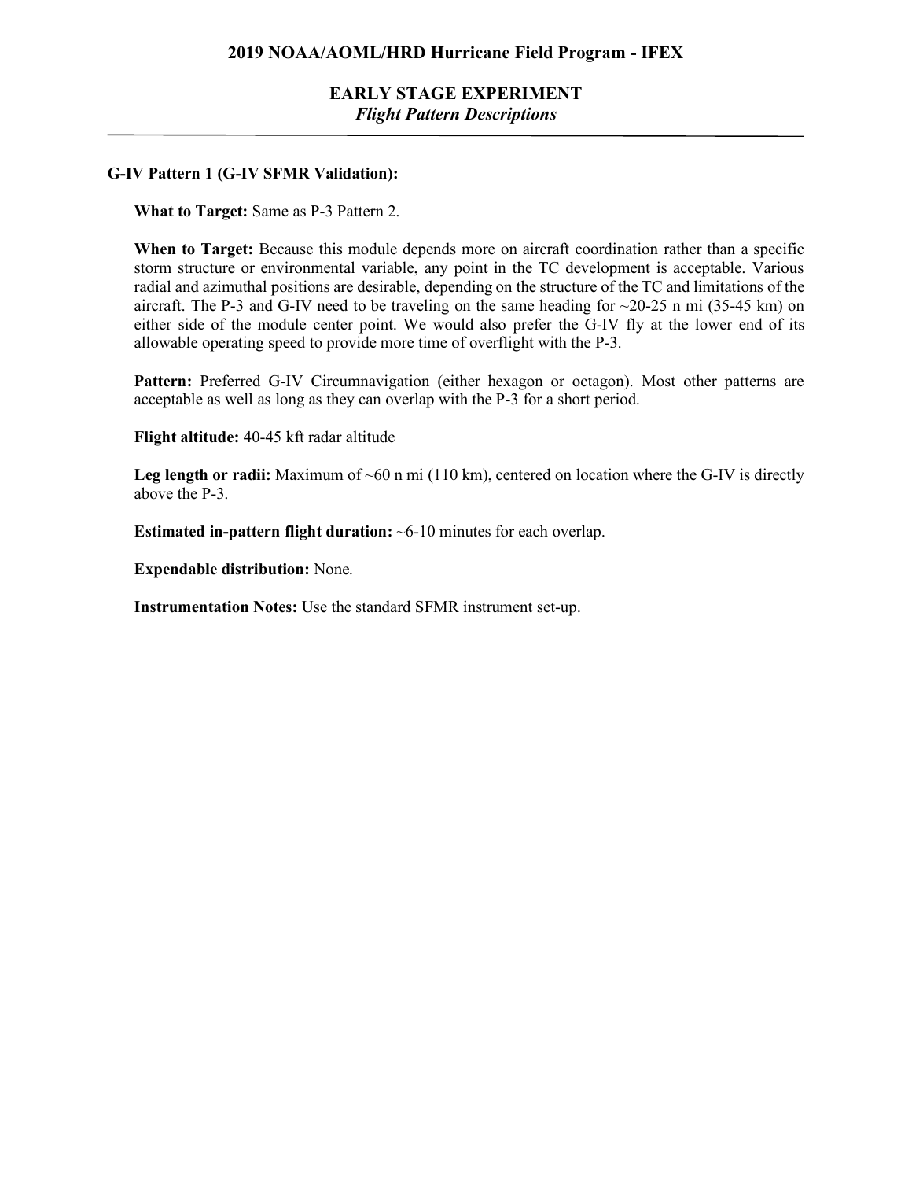# EARLY STAGE EXPERIMENT

*Flight Pattern Descriptions*

---

**G-IV Pattern 1 (G-IV SFMR Validation):**

**What to Target:** Same as P-3 Pattern 2.

**When to Target:** Because this module depends more on aircraft coordination rather than a specific storm structure or environmental variable, any point in the TC development is acceptable. Various radial and azimuthal positions are desirable, depending on the structure of the TC and limitations of the aircraft. The P-3 and G-IV need to be traveling on the same heading for ~20-25 n mi (35-45 km) on either side of the module center point. We would also prefer the G-IV fly at the lower end of its allowable operating speed to provide more time of overflight with the P-3.

**Pattern:** Preferred G-IV Circumnavigation (either hexagon or octagon). Most other patterns are acceptable as well as long as they can overlap with the P-3 for a short period.

**Flight altitude:** 40-45 kft radar altitude

**Leg length or radii:** Maximum of ~60 n mi (110 km), centered on location where the G-IV is directly above the P-3.

**Estimated in-pattern flight duration:** ~6-10 minutes for each overlap.

**Expendable distribution:** None.

**Instrumentation Notes:** Use the standard SFMR instrument set-up.